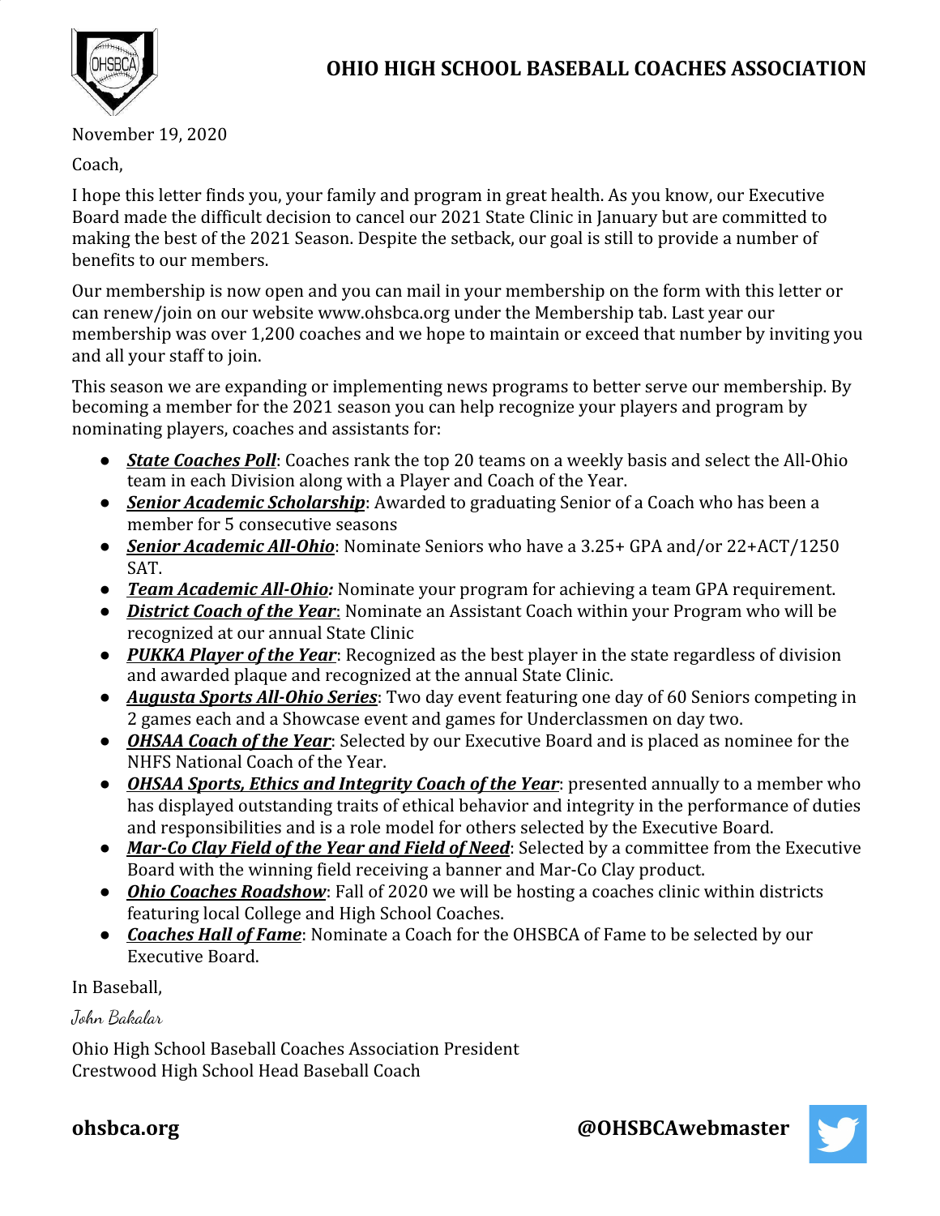# OHIO HIGH SCHOOL BASEBALL COACHES ASSOCIATION

November 19, 2020

Coach,

I hope this letter finds you, your family and program in great health. As you know, our Executive Board made the difficult decision to cancel our 2021 State Clinic in January but are committed to making the best of the 2021 Season. Despite the setback, our goal is still to provide a number of benefits to our members.

Our membership is now open and you can mail in your membership on the form with this letter or can renew/join on our website www.ohsbca.org under the Membership tab. Last year our membership was over 1,200 coaches and we hope to maintain or exceed that number by inviting you and all your staff to join.

This season we are expanding or implementing news programs to better serve our membership. By becoming a member for the 2021 season you can help recognize your players and program by nominating players, coaches and assistants for:

- ***State Coaches Poll***: Coaches rank the top 20 teams on a weekly basis and select the All-Ohio team in each Division along with a Player and Coach of the Year.
- ***Senior Academic Scholarship***: Awarded to graduating Senior of a Coach who has been a member for 5 consecutive seasons
- ***Senior Academic All-Ohio***: Nominate Seniors who have a 3.25+ GPA and/or 22+ACT/1250 SAT.
- ***Team Academic All-Ohio:*** Nominate your program for achieving a team GPA requirement.
- ***District Coach of the Year***: Nominate an Assistant Coach within your Program who will be recognized at our annual State Clinic
- ***PUKKA Player of the Year***: Recognized as the best player in the state regardless of division and awarded plaque and recognized at the annual State Clinic.
- ***Augusta Sports All-Ohio Series***: Two day event featuring one day of 60 Seniors competing in 2 games each and a Showcase event and games for Underclassmen on day two.
- ***OHSAA Coach of the Year***: Selected by our Executive Board and is placed as nominee for the NHFS National Coach of the Year.
- ***OHSAA Sports, Ethics and Integrity Coach of the Year***: presented annually to a member who has displayed outstanding traits of ethical behavior and integrity in the performance of duties and responsibilities and is a role model for others selected by the Executive Board.
- ***Mar-Co Clay Field of the Year and Field of Need***: Selected by a committee from the Executive Board with the winning field receiving a banner and Mar-Co Clay product.
- ***Ohio Coaches Roadshow***: Fall of 2020 we will be hosting a coaches clinic within districts featuring local College and High School Coaches.
- ***Coaches Hall of Fame***: Nominate a Coach for the OHSBCA of Fame to be selected by our Executive Board.

In Baseball,

*John Bakalar*

Ohio High School Baseball Coaches Association President
Crestwood High School Head Baseball Coach

**ohsbca.org** **@OHSBCAwebmaster**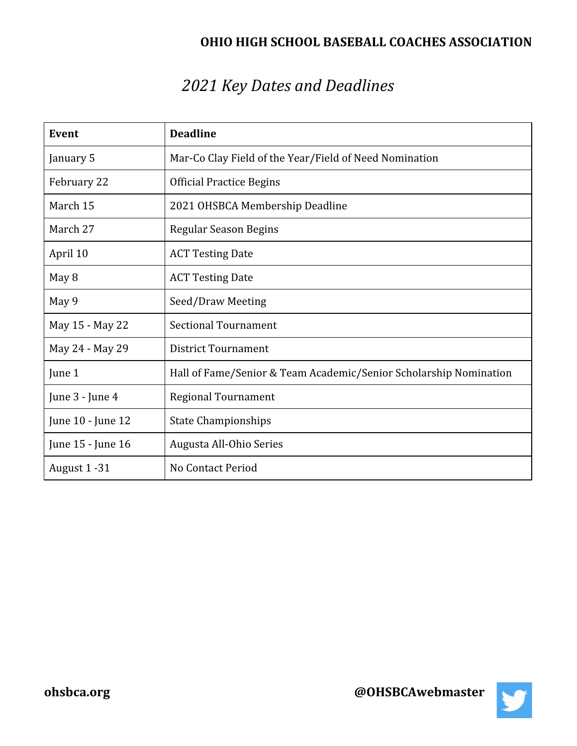**OHIO HIGH SCHOOL BASEBALL COACHES ASSOCIATION**

# *2021 Key Dates and Deadlines*

| Event | Deadline |
|---|---|
| January 5 | Mar-Co Clay Field of the Year/Field of Need Nomination |
| February 22 | Official Practice Begins |
| March 15 | 2021 OHSBCA Membership Deadline |
| March 27 | Regular Season Begins |
| April 10 | ACT Testing Date |
| May 8 | ACT Testing Date |
| May 9 | Seed/Draw Meeting |
| May 15 - May 22 | Sectional Tournament |
| May 24 - May 29 | District Tournament |
| June 1 | Hall of Fame/Senior & Team Academic/Senior Scholarship Nomination |
| June 3 - June 4 | Regional Tournament |
| June 10 - June 12 | State Championships |
| June 15 - June 16 | Augusta All-Ohio Series |
| August 1 -31 | No Contact Period |

**ohsbca.org** **@OHSBCAwebmaster**